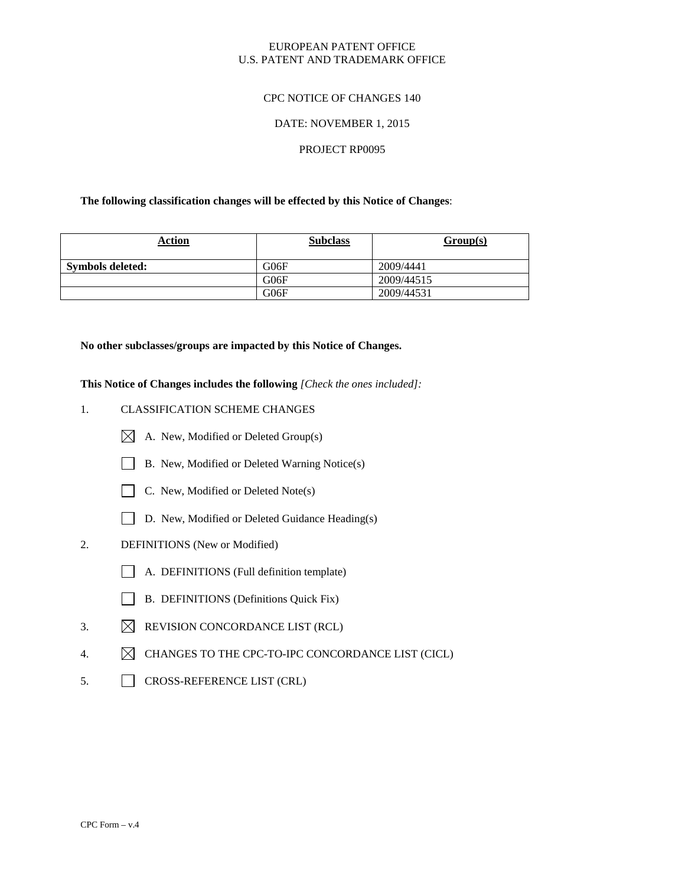EUROPEAN PATENT OFFICE
U.S. PATENT AND TRADEMARK OFFICE

CPC NOTICE OF CHANGES 140

DATE: NOVEMBER 1, 2015

PROJECT RP0095

**The following classification changes will be effected by this Notice of Changes**:

| Action | Subclass | Group(s) |
|---|---|---|
| **Symbols deleted:** | G06F | 2009/4441 |
| | G06F | 2009/44515 |
| | G06F | 2009/44531 |

**No other subclasses/groups are impacted by this Notice of Changes.**

**This Notice of Changes includes the following** *[Check the ones included]:*

1. CLASSIFICATION SCHEME CHANGES
   - [x] A. New, Modified or Deleted Group(s)
   - [ ] B. New, Modified or Deleted Warning Notice(s)
   - [ ] C. New, Modified or Deleted Note(s)
   - [ ] D. New, Modified or Deleted Guidance Heading(s)
2. DEFINITIONS (New or Modified)
   - [ ] A. DEFINITIONS (Full definition template)
   - [ ] B. DEFINITIONS (Definitions Quick Fix)
3. [x] REVISION CONCORDANCE LIST (RCL)
4. [x] CHANGES TO THE CPC-TO-IPC CONCORDANCE LIST (CICL)
5. [ ] CROSS-REFERENCE LIST (CRL)

CPC Form – v.4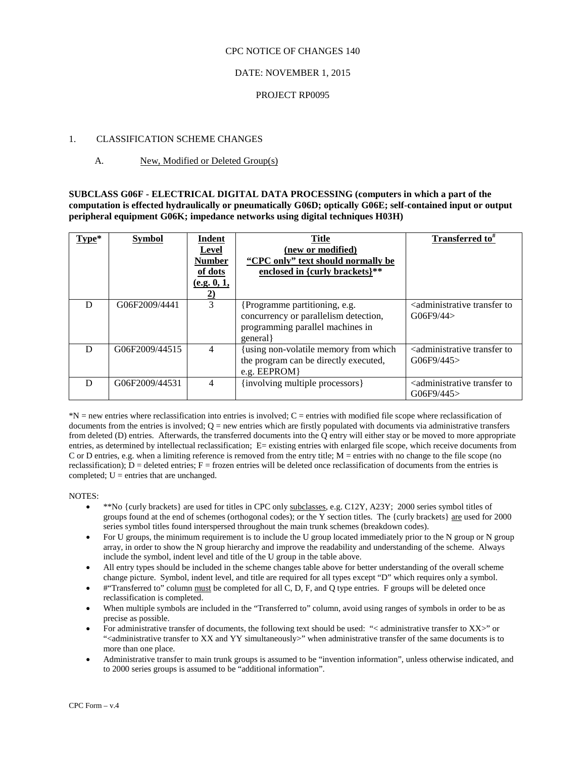CPC NOTICE OF CHANGES 140

DATE: NOVEMBER 1, 2015

PROJECT RP0095

1. CLASSIFICATION SCHEME CHANGES

   A. New, Modified or Deleted Group(s)

**SUBCLASS G06F - ELECTRICAL DIGITAL DATA PROCESSING (computers in which a part of the computation is effected hydraulically or pneumatically G06D; optically G06E; self-contained input or output peripheral equipment G06K; impedance networks using digital techniques H03H)**

| Type* | Symbol | Indent Level Number of dots (e.g. 0, 1, 2) | Title (new or modified) "CPC only" text should normally be enclosed in {curly brackets}** | Transferred to# |
|---|---|---|---|---|
| D | G06F2009/4441 | 3 | {Programme partitioning, e.g. concurrency or parallelism detection, programming parallel machines in general} | <administrative transfer to G06F9/44> |
| D | G06F2009/44515 | 4 | {using non-volatile memory from which the program can be directly executed, e.g. EEPROM} | <administrative transfer to G06F9/445> |
| D | G06F2009/44531 | 4 | {involving multiple processors} | <administrative transfer to G06F9/445> |

*N = new entries where reclassification into entries is involved; C = entries with modified file scope where reclassification of documents from the entries is involved; Q = new entries which are firstly populated with documents via administrative transfers from deleted (D) entries. Afterwards, the transferred documents into the Q entry will either stay or be moved to more appropriate entries, as determined by intellectual reclassification; E= existing entries with enlarged file scope, which receive documents from C or D entries, e.g. when a limiting reference is removed from the entry title; M = entries with no change to the file scope (no reclassification); D = deleted entries; F = frozen entries will be deleted once reclassification of documents from the entries is completed; U = entries that are unchanged.

NOTES:

- **No {curly brackets} are used for titles in CPC only subclasses, e.g. C12Y, A23Y; 2000 series symbol titles of groups found at the end of schemes (orthogonal codes); or the Y section titles. The {curly brackets} are used for 2000 series symbol titles found interspersed throughout the main trunk schemes (breakdown codes).
- For U groups, the minimum requirement is to include the U group located immediately prior to the N group or N group array, in order to show the N group hierarchy and improve the readability and understanding of the scheme. Always include the symbol, indent level and title of the U group in the table above.
- All entry types should be included in the scheme changes table above for better understanding of the overall scheme change picture. Symbol, indent level, and title are required for all types except "D" which requires only a symbol.
- #"Transferred to" column must be completed for all C, D, F, and Q type entries. F groups will be deleted once reclassification is completed.
- When multiple symbols are included in the "Transferred to" column, avoid using ranges of symbols in order to be as precise as possible.
- For administrative transfer of documents, the following text should be used: "< administrative transfer to XX>" or "<administrative transfer to XX and YY simultaneously>" when administrative transfer of the same documents is to more than one place.
- Administrative transfer to main trunk groups is assumed to be "invention information", unless otherwise indicated, and to 2000 series groups is assumed to be "additional information".

CPC Form – v.4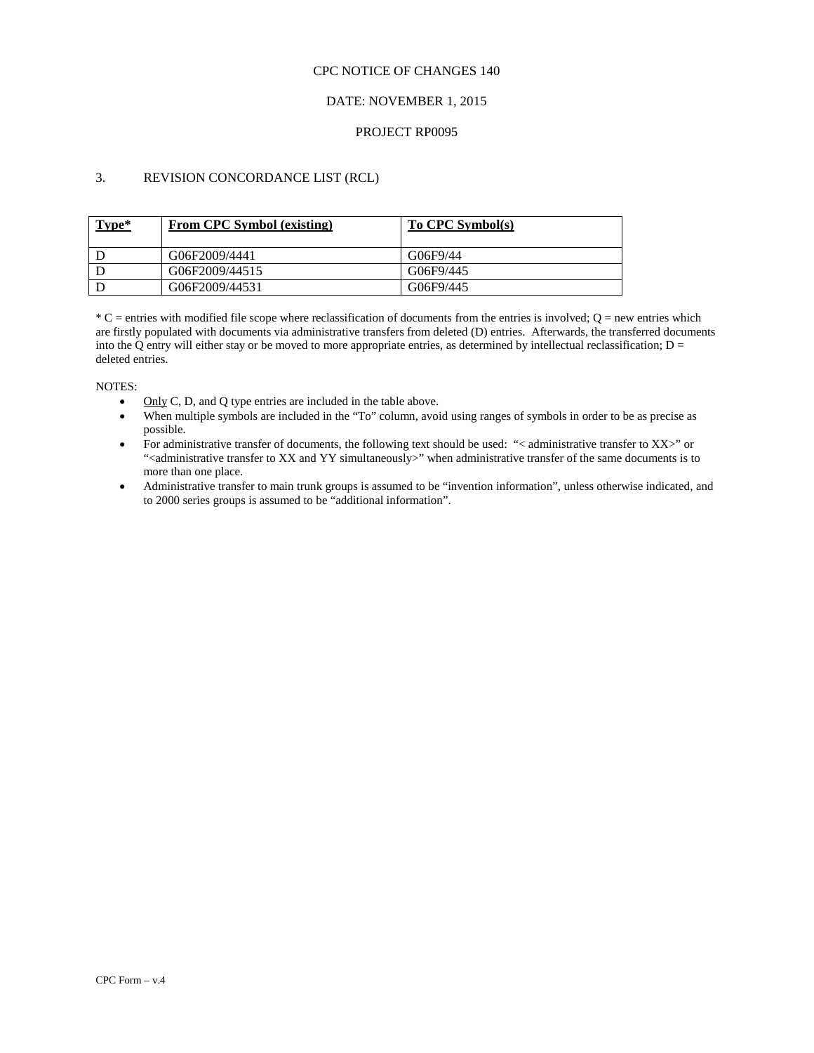CPC NOTICE OF CHANGES 140

DATE: NOVEMBER 1, 2015

PROJECT RP0095

3. REVISION CONCORDANCE LIST (RCL)

| Type* | From CPC Symbol (existing) | To CPC Symbol(s) |
|---|---|---|
| D | G06F2009/4441 | G06F9/44 |
| D | G06F2009/44515 | G06F9/445 |
| D | G06F2009/44531 | G06F9/445 |

* C = entries with modified file scope where reclassification of documents from the entries is involved; Q = new entries which are firstly populated with documents via administrative transfers from deleted (D) entries. Afterwards, the transferred documents into the Q entry will either stay or be moved to more appropriate entries, as determined by intellectual reclassification; D = deleted entries.

NOTES:

- Only C, D, and Q type entries are included in the table above.
- When multiple symbols are included in the "To" column, avoid using ranges of symbols in order to be as precise as possible.
- For administrative transfer of documents, the following text should be used: "< administrative transfer to XX>" or "<administrative transfer to XX and YY simultaneously>" when administrative transfer of the same documents is to more than one place.
- Administrative transfer to main trunk groups is assumed to be "invention information", unless otherwise indicated, and to 2000 series groups is assumed to be "additional information".

CPC Form – v.4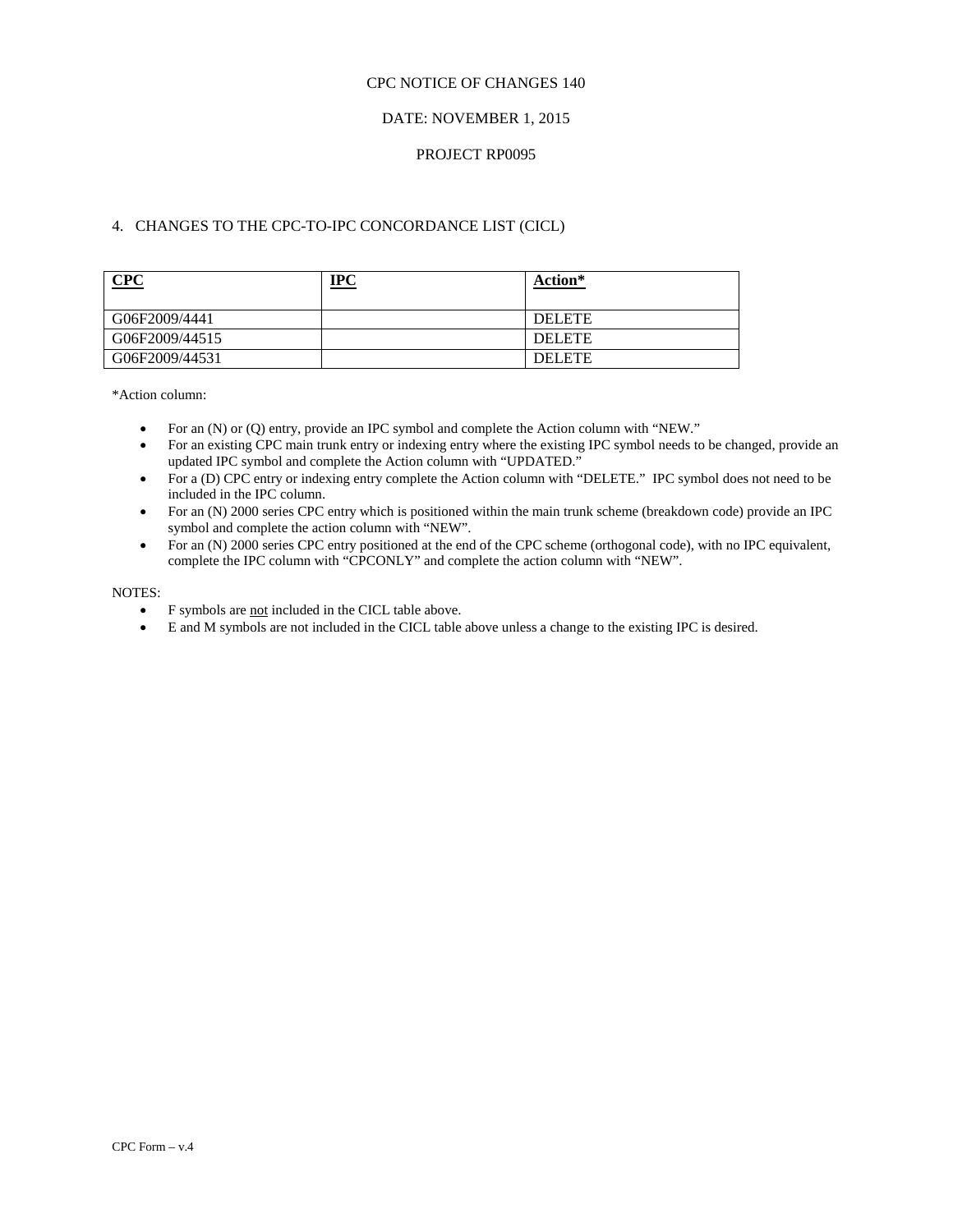CPC NOTICE OF CHANGES 140

DATE: NOVEMBER 1, 2015

PROJECT RP0095

4. CHANGES TO THE CPC-TO-IPC CONCORDANCE LIST (CICL)

| **CPC** | **IPC** | **Action*** |
|---|---|---|
| G06F2009/4441 | | DELETE |
| G06F2009/44515 | | DELETE |
| G06F2009/44531 | | DELETE |

*Action column:

- For an (N) or (Q) entry, provide an IPC symbol and complete the Action column with "NEW."
- For an existing CPC main trunk entry or indexing entry where the existing IPC symbol needs to be changed, provide an updated IPC symbol and complete the Action column with "UPDATED."
- For a (D) CPC entry or indexing entry complete the Action column with "DELETE." IPC symbol does not need to be included in the IPC column.
- For an (N) 2000 series CPC entry which is positioned within the main trunk scheme (breakdown code) provide an IPC symbol and complete the action column with "NEW".
- For an (N) 2000 series CPC entry positioned at the end of the CPC scheme (orthogonal code), with no IPC equivalent, complete the IPC column with "CPCONLY" and complete the action column with "NEW".

NOTES:

- F symbols are not included in the CICL table above.
- E and M symbols are not included in the CICL table above unless a change to the existing IPC is desired.

CPC Form – v.4